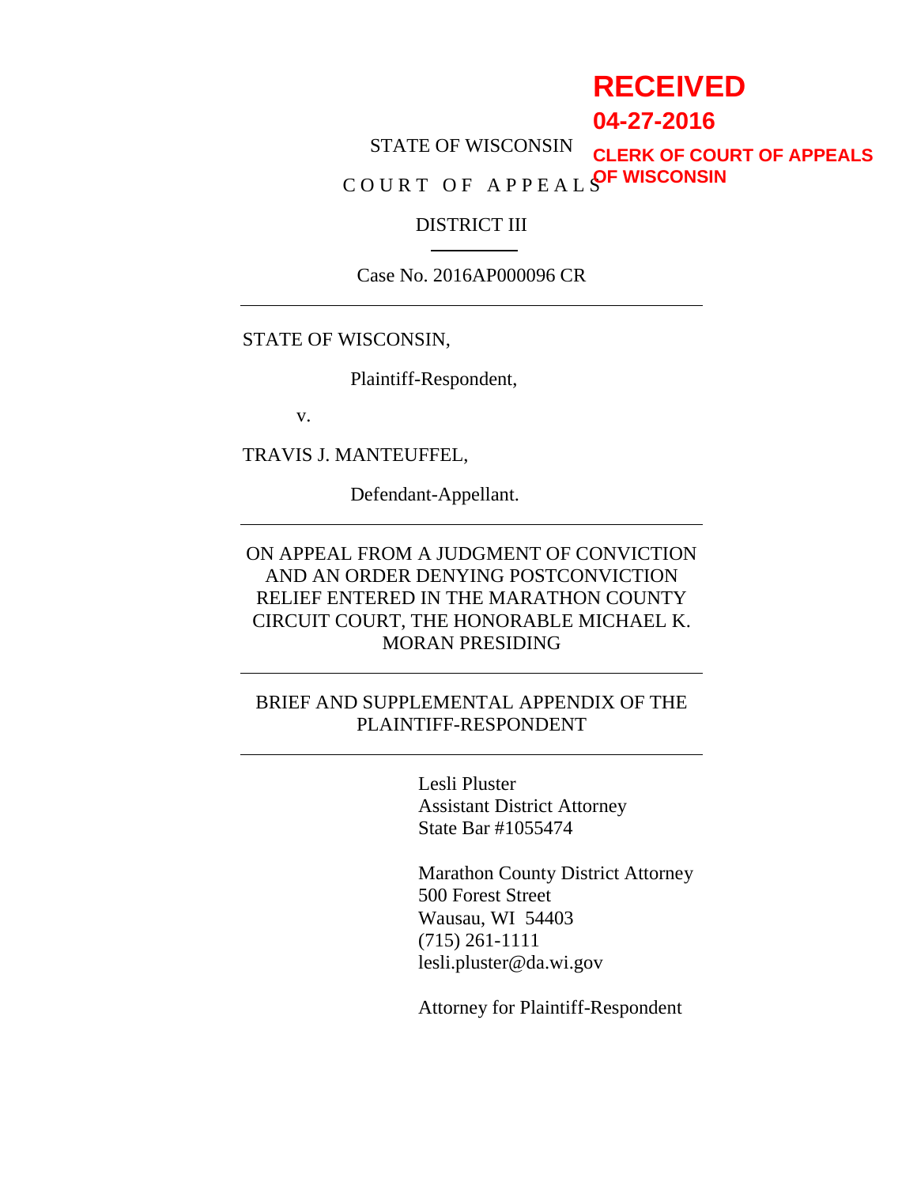RECEIVED

04-27-2016

CLERK OF COURT OF APPEALS OF WISCONSIN

STATE OF WISCONSIN

COURT OF APPEALS

DISTRICT III

Case No. 2016AP000096 CR

---

STATE OF WISCONSIN,

Plaintiff-Respondent,

v.

TRAVIS J. MANTEUFFEL,

Defendant-Appellant.

---

ON APPEAL FROM A JUDGMENT OF CONVICTION AND AN ORDER DENYING POSTCONVICTION RELIEF ENTERED IN THE MARATHON COUNTY CIRCUIT COURT, THE HONORABLE MICHAEL K. MORAN PRESIDING

---

BRIEF AND SUPPLEMENTAL APPENDIX OF THE PLAINTIFF-RESPONDENT

---

Lesli Pluster
Assistant District Attorney
State Bar #1055474

Marathon County District Attorney
500 Forest Street
Wausau, WI 54403
(715) 261-1111
lesli.pluster@da.wi.gov

Attorney for Plaintiff-Respondent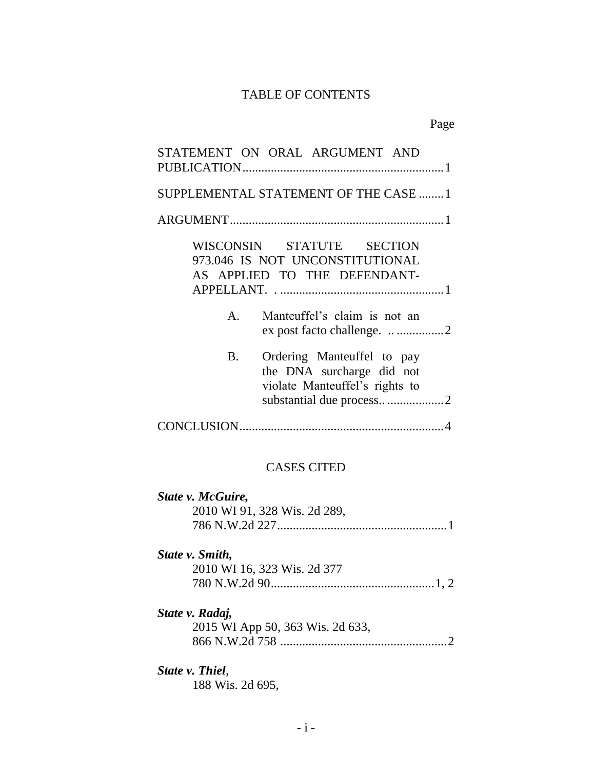# TABLE OF CONTENTS

Page

STATEMENT ON ORAL ARGUMENT AND PUBLICATION................................................................1

SUPPLEMENTAL STATEMENT OF THE CASE ........1

ARGUMENT...................................................................1

WISCONSIN STATUTE SECTION 973.046 IS NOT UNCONSTITUTIONAL AS APPLIED TO THE DEFENDANT-APPELLANT. . ...................................................1

A. Manteuffel's claim is not an ex post facto challenge. .. ...............2

B. Ordering Manteuffel to pay the DNA surcharge did not violate Manteuffel's rights to substantial due process.. ..................2

CONCLUSION................................................................4

## CASES CITED

***State v. McGuire,***
2010 WI 91, 328 Wis. 2d 289,
786 N.W.2d 227......................................................1

***State v. Smith,***
2010 WI 16, 323 Wis. 2d 377
780 N.W.2d 90....................................................1, 2

***State v. Radaj,***
2015 WI App 50, 363 Wis. 2d 633,
866 N.W.2d 758 .....................................................2

***State v. Thiel*,**
188 Wis. 2d 695,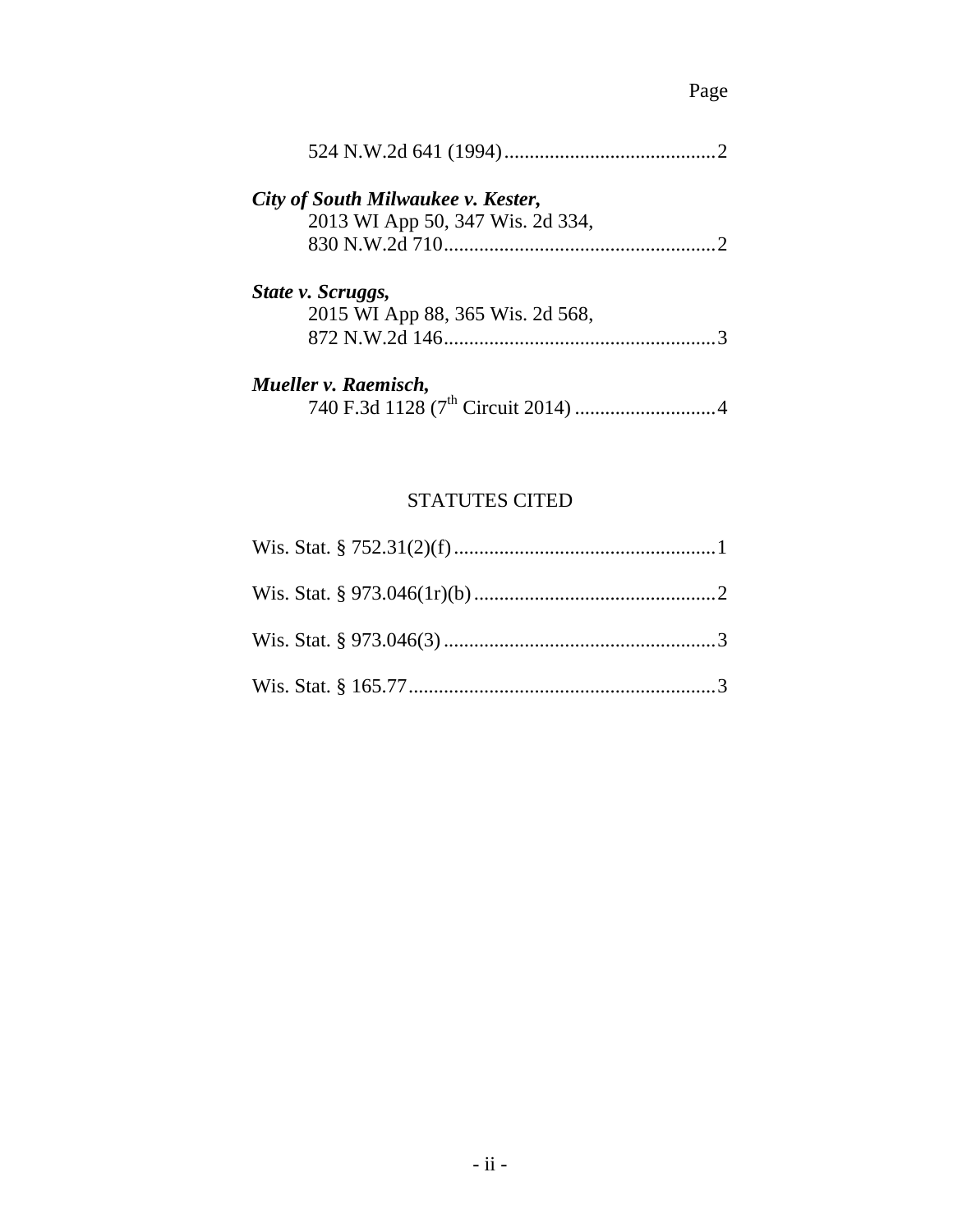Page

524 N.W.2d 641 (1994) ........................................ 2

***City of South Milwaukee v. Kester,***
2013 WI App 50, 347 Wis. 2d 334,
830 N.W.2d 710 ...................................................... 2

***State v. Scruggs,***
2015 WI App 88, 365 Wis. 2d 568,
872 N.W.2d 146 ...................................................... 3

***Mueller v. Raemisch,***
740 F.3d 1128 (7th Circuit 2014) ............................ 4

## STATUTES CITED

Wis. Stat. § 752.31(2)(f) .................................................... 1

Wis. Stat. § 973.046(1r)(b) ................................................ 2

Wis. Stat. § 973.046(3) ...................................................... 3

Wis. Stat. § 165.77 ............................................................. 3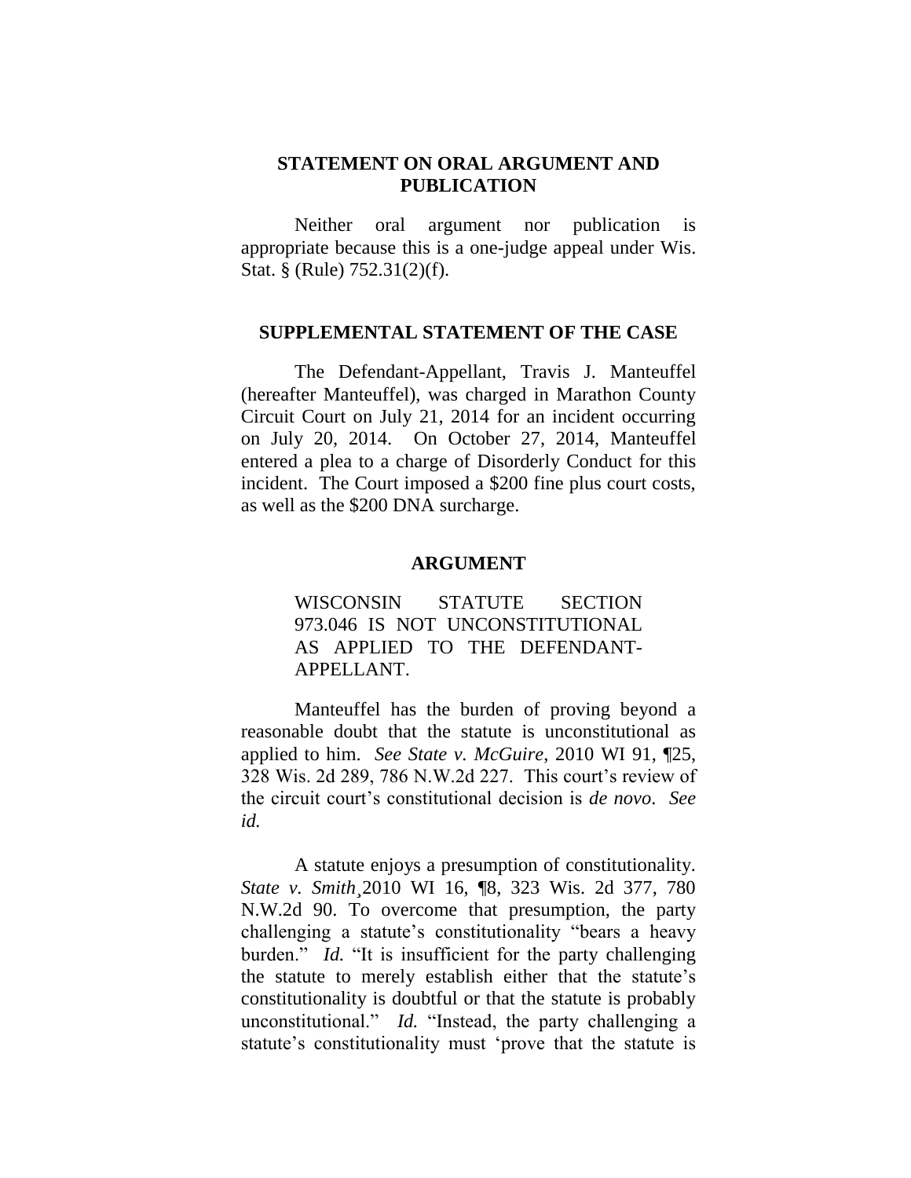## STATEMENT ON ORAL ARGUMENT AND PUBLICATION

Neither oral argument nor publication is appropriate because this is a one-judge appeal under Wis. Stat. § (Rule) 752.31(2)(f).

## SUPPLEMENTAL STATEMENT OF THE CASE

The Defendant-Appellant, Travis J. Manteuffel (hereafter Manteuffel), was charged in Marathon County Circuit Court on July 21, 2014 for an incident occurring on July 20, 2014. On October 27, 2014, Manteuffel entered a plea to a charge of Disorderly Conduct for this incident. The Court imposed a $200 fine plus court costs, as well as the $200 DNA surcharge.

## ARGUMENT

### WISCONSIN STATUTE SECTION 973.046 IS NOT UNCONSTITUTIONAL AS APPLIED TO THE DEFENDANT-APPELLANT.

Manteuffel has the burden of proving beyond a reasonable doubt that the statute is unconstitutional as applied to him. *See State v. McGuire*, 2010 WI 91, ¶25, 328 Wis. 2d 289, 786 N.W.2d 227. This court's review of the circuit court's constitutional decision is *de novo*. *See id.*

A statute enjoys a presumption of constitutionality. *State v. Smith*¸2010 WI 16, ¶8, 323 Wis. 2d 377, 780 N.W.2d 90. To overcome that presumption, the party challenging a statute's constitutionality "bears a heavy burden." *Id.* "It is insufficient for the party challenging the statute to merely establish either that the statute's constitutionality is doubtful or that the statute is probably unconstitutional." *Id.* "Instead, the party challenging a statute's constitutionality must 'prove that the statute is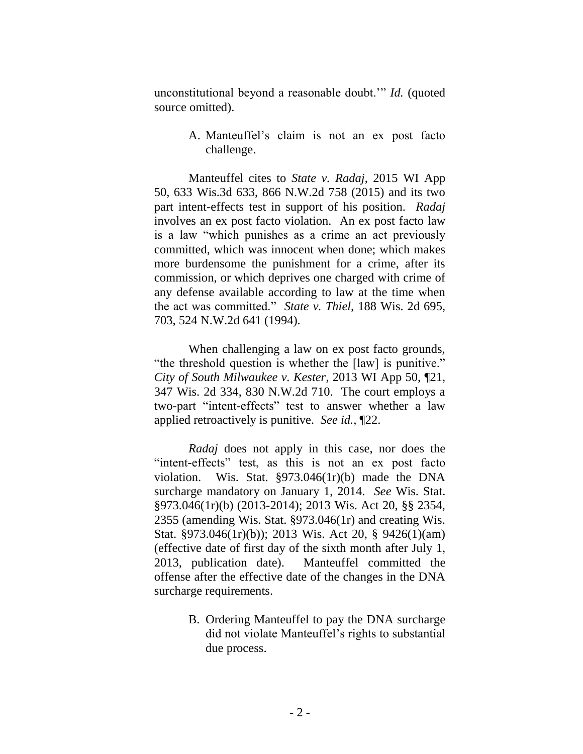unconstitutional beyond a reasonable doubt.'" *Id.* (quoted source omitted).

A. Manteuffel's claim is not an ex post facto challenge.

Manteuffel cites to *State v. Radaj*, 2015 WI App 50, 633 Wis.3d 633, 866 N.W.2d 758 (2015) and its two part intent-effects test in support of his position. *Radaj* involves an ex post facto violation. An ex post facto law is a law "which punishes as a crime an act previously committed, which was innocent when done; which makes more burdensome the punishment for a crime, after its commission, or which deprives one charged with crime of any defense available according to law at the time when the act was committed." *State v. Thiel*, 188 Wis. 2d 695, 703, 524 N.W.2d 641 (1994).

When challenging a law on ex post facto grounds, "the threshold question is whether the [law] is punitive." *City of South Milwaukee v. Kester*, 2013 WI App 50, ¶21, 347 Wis. 2d 334, 830 N.W.2d 710. The court employs a two-part "intent-effects" test to answer whether a law applied retroactively is punitive. *See id.*, ¶22.

*Radaj* does not apply in this case, nor does the "intent-effects" test, as this is not an ex post facto violation. Wis. Stat. §973.046(1r)(b) made the DNA surcharge mandatory on January 1, 2014. *See* Wis. Stat. §973.046(1r)(b) (2013-2014); 2013 Wis. Act 20, §§ 2354, 2355 (amending Wis. Stat. §973.046(1r) and creating Wis. Stat. §973.046(1r)(b)); 2013 Wis. Act 20, § 9426(1)(am) (effective date of first day of the sixth month after July 1, 2013, publication date). Manteuffel committed the offense after the effective date of the changes in the DNA surcharge requirements.

B. Ordering Manteuffel to pay the DNA surcharge did not violate Manteuffel's rights to substantial due process.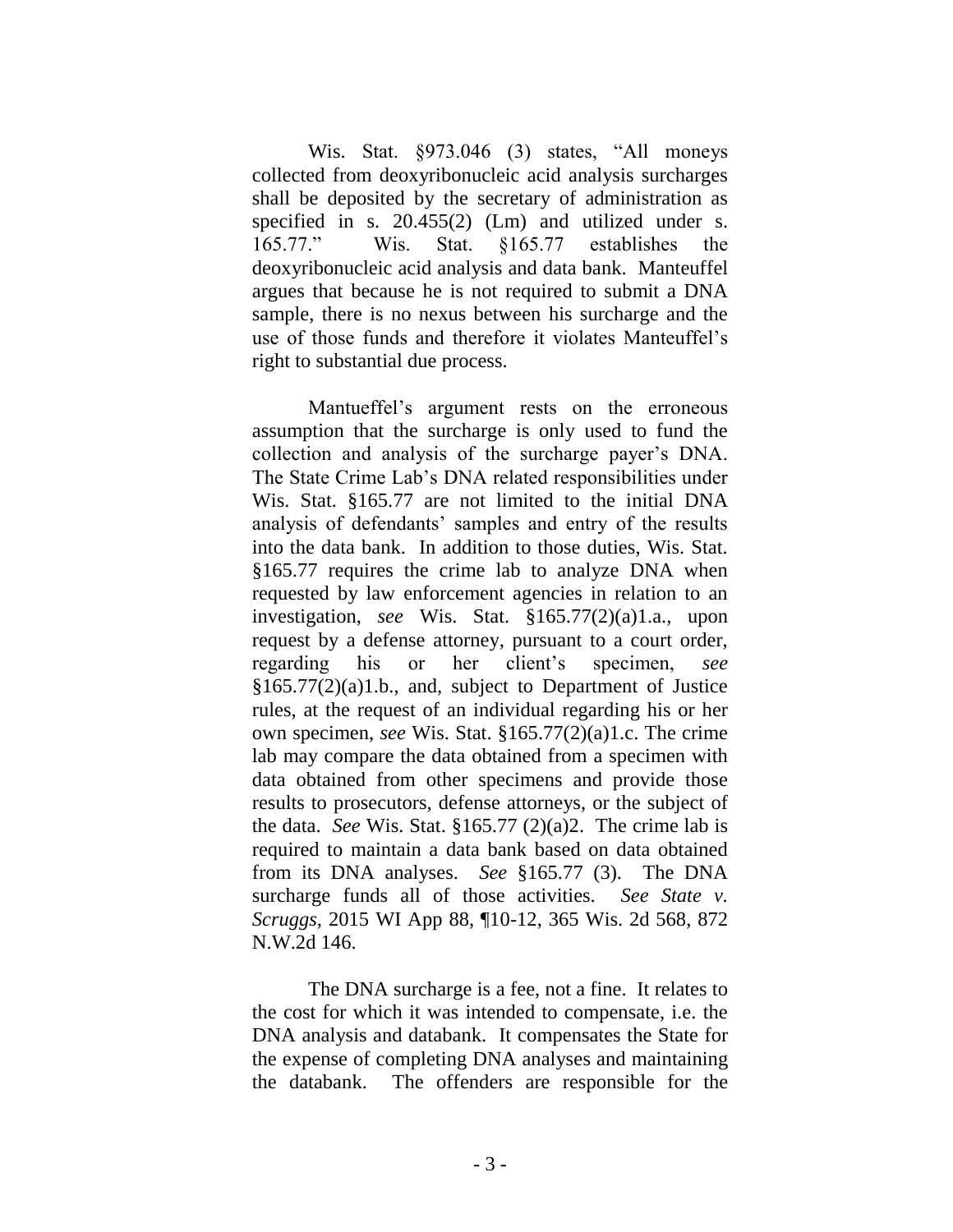Wis. Stat. §973.046 (3) states, "All moneys collected from deoxyribonucleic acid analysis surcharges shall be deposited by the secretary of administration as specified in s. 20.455(2) (Lm) and utilized under s. 165.77." Wis. Stat. §165.77 establishes the deoxyribonucleic acid analysis and data bank. Manteuffel argues that because he is not required to submit a DNA sample, there is no nexus between his surcharge and the use of those funds and therefore it violates Manteuffel's right to substantial due process.

Mantueffel's argument rests on the erroneous assumption that the surcharge is only used to fund the collection and analysis of the surcharge payer's DNA. The State Crime Lab's DNA related responsibilities under Wis. Stat. §165.77 are not limited to the initial DNA analysis of defendants' samples and entry of the results into the data bank. In addition to those duties, Wis. Stat. §165.77 requires the crime lab to analyze DNA when requested by law enforcement agencies in relation to an investigation, *see* Wis. Stat. §165.77(2)(a)1.a., upon request by a defense attorney, pursuant to a court order, regarding his or her client's specimen, *see* §165.77(2)(a)1.b., and, subject to Department of Justice rules, at the request of an individual regarding his or her own specimen, *see* Wis. Stat. §165.77(2)(a)1.c. The crime lab may compare the data obtained from a specimen with data obtained from other specimens and provide those results to prosecutors, defense attorneys, or the subject of the data. *See* Wis. Stat. §165.77 (2)(a)2. The crime lab is required to maintain a data bank based on data obtained from its DNA analyses. *See* §165.77 (3). The DNA surcharge funds all of those activities. *See State v. Scruggs*, 2015 WI App 88, ¶10-12, 365 Wis. 2d 568, 872 N.W.2d 146.

The DNA surcharge is a fee, not a fine. It relates to the cost for which it was intended to compensate, i.e. the DNA analysis and databank. It compensates the State for the expense of completing DNA analyses and maintaining the databank. The offenders are responsible for the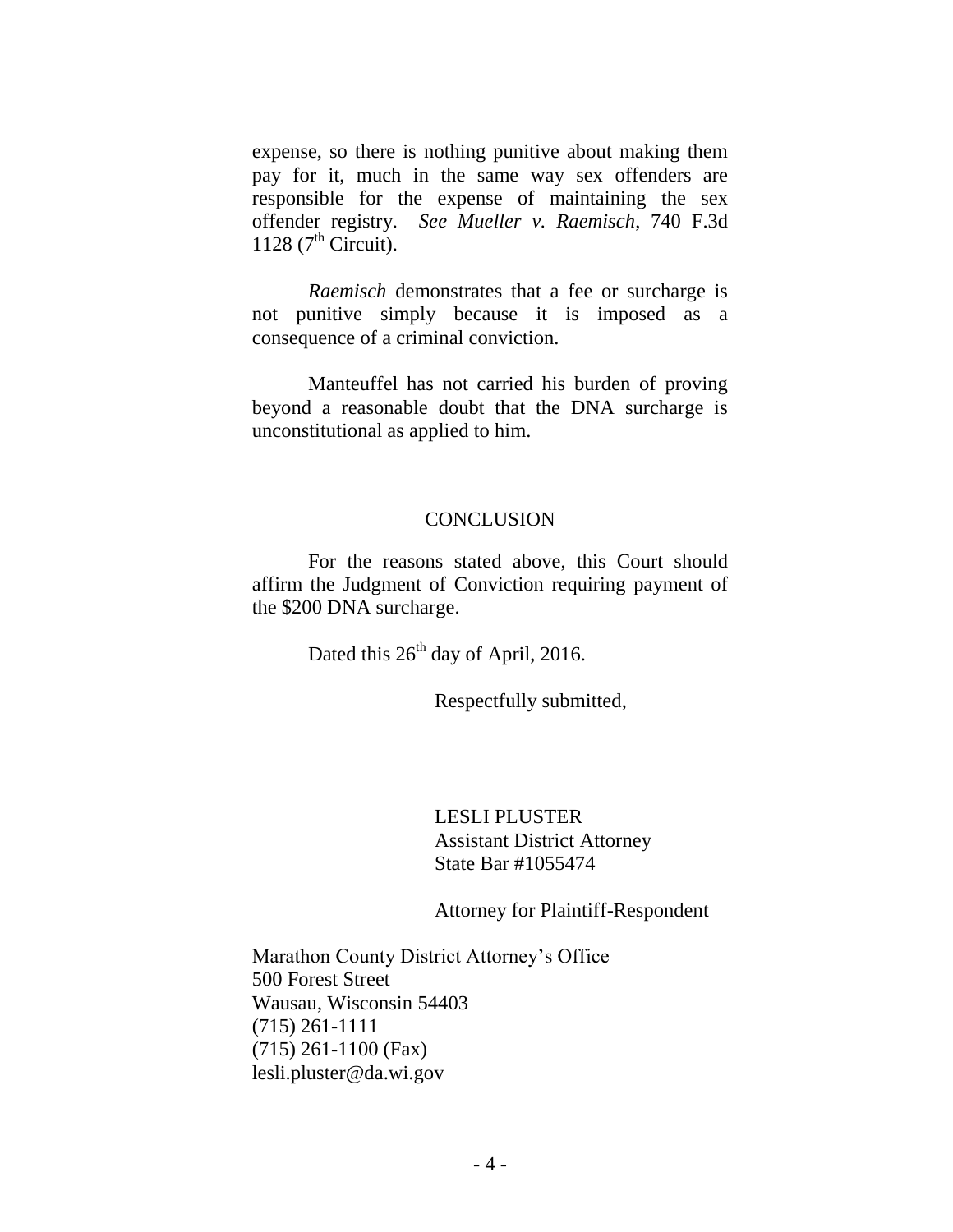expense, so there is nothing punitive about making them pay for it, much in the same way sex offenders are responsible for the expense of maintaining the sex offender registry. *See Mueller v. Raemisch*, 740 F.3d 1128 (7th Circuit).

*Raemisch* demonstrates that a fee or surcharge is not punitive simply because it is imposed as a consequence of a criminal conviction.

Manteuffel has not carried his burden of proving beyond a reasonable doubt that the DNA surcharge is unconstitutional as applied to him.

## CONCLUSION

For the reasons stated above, this Court should affirm the Judgment of Conviction requiring payment of the $200 DNA surcharge.

Dated this 26th day of April, 2016.

Respectfully submitted,

LESLI PLUSTER
Assistant District Attorney
State Bar #1055474

Attorney for Plaintiff-Respondent

Marathon County District Attorney's Office
500 Forest Street
Wausau, Wisconsin 54403
(715) 261-1111
(715) 261-1100 (Fax)
lesli.pluster@da.wi.gov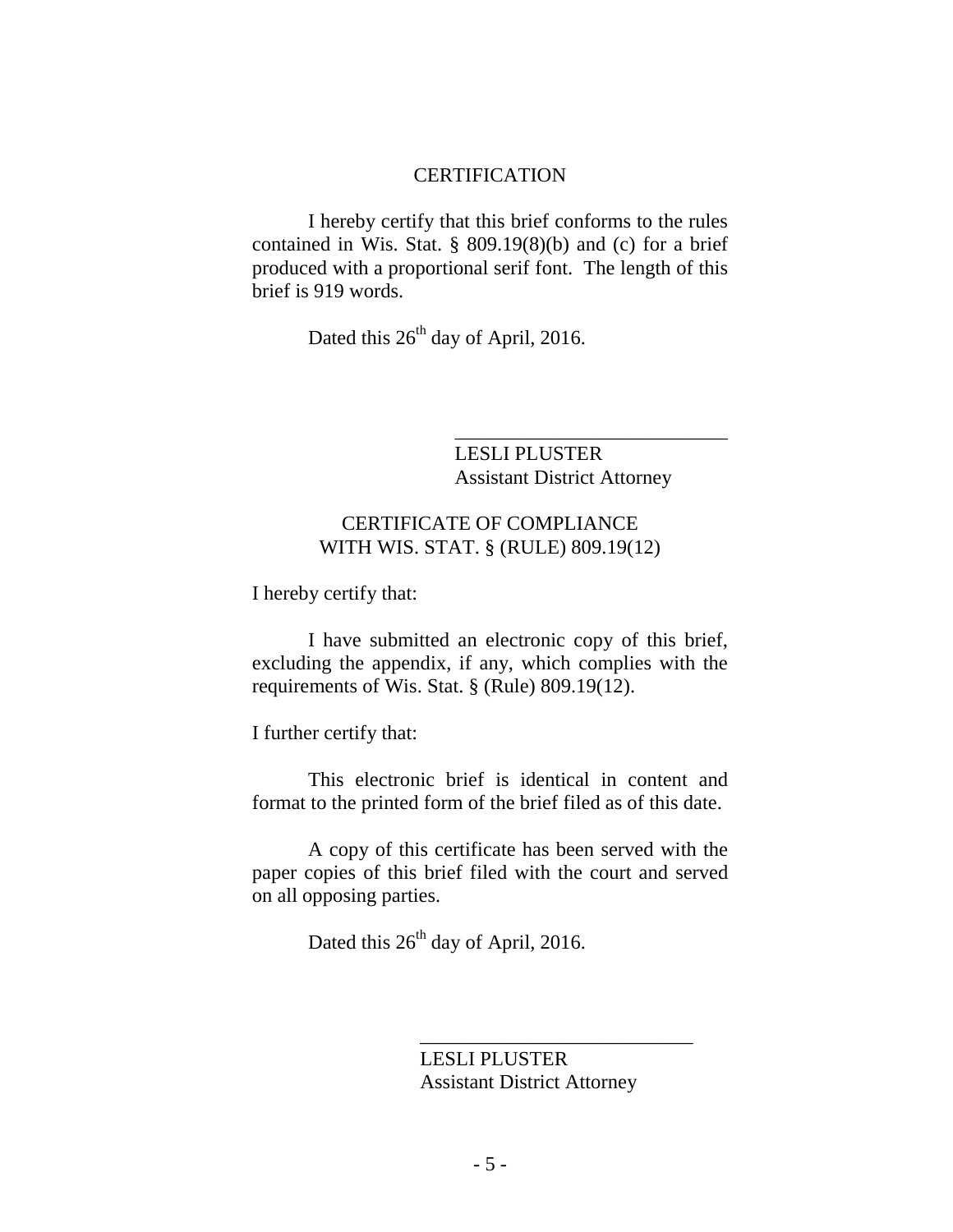## CERTIFICATION

I hereby certify that this brief conforms to the rules contained in Wis. Stat. § 809.19(8)(b) and (c) for a brief produced with a proportional serif font. The length of this brief is 919 words.

Dated this 26th day of April, 2016.

\_\_\_\_\_\_\_\_\_\_\_\_\_\_\_\_\_\_\_\_\_\_\_\_\_\_\_\_

LESLI PLUSTER
Assistant District Attorney

## CERTIFICATE OF COMPLIANCE WITH WIS. STAT. § (RULE) 809.19(12)

I hereby certify that:

I have submitted an electronic copy of this brief, excluding the appendix, if any, which complies with the requirements of Wis. Stat. § (Rule) 809.19(12).

I further certify that:

This electronic brief is identical in content and format to the printed form of the brief filed as of this date.

A copy of this certificate has been served with the paper copies of this brief filed with the court and served on all opposing parties.

Dated this 26th day of April, 2016.

\_\_\_\_\_\_\_\_\_\_\_\_\_\_\_\_\_\_\_\_\_\_\_\_\_\_\_\_

LESLI PLUSTER
Assistant District Attorney